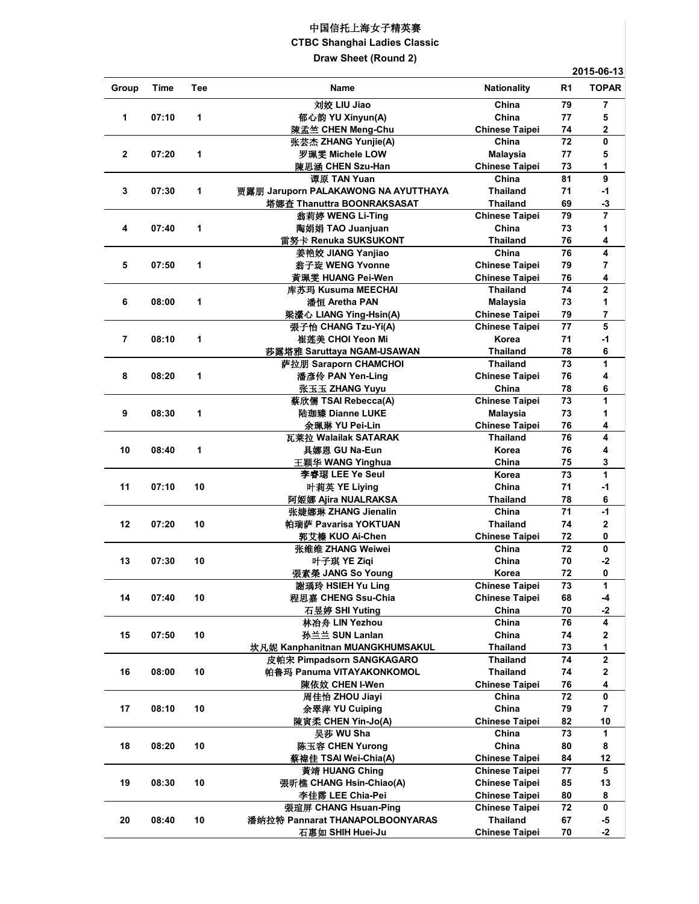# 中国信托上海女子精英赛

## CTBC Shanghai Ladies Classic

### Draw Sheet (Round 2)

2015-06-13

| Group | Time | Tee | Name | Nationality | R1 | TOPAR |
|---|---|---|---|---|---|---|
| 1 | 07:10 | 1 | 刘姣 LIU Jiao | China | 79 | 7 |
| | | | 郁心韵 YU Xinyun(A) | China | 77 | 5 |
| | | | 陳孟竺 CHEN Meng-Chu | Chinese Taipei | 74 | 2 |
| 2 | 07:20 | 1 | 张芸杰 ZHANG Yunjie(A) | China | 72 | 0 |
| | | | 罗珮雯 Michele LOW | Malaysia | 77 | 5 |
| | | | 陳思涵 CHEN Szu-Han | Chinese Taipei | 73 | 1 |
| 3 | 07:30 | 1 | 谭原 TAN Yuan | China | 81 | 9 |
| | | | 贾露朋 Jaruporn PALAKAWONG NA AYUTTHAYA | Thailand | 71 | -1 |
| | | | 塔娜查 Thanuttra BOONRAKSASAT | Thailand | 69 | -3 |
| 4 | 07:40 | 1 | 翁莉婷 WENG Li-Ting | Chinese Taipei | 79 | 7 |
| | | | 陶娟娟 TAO Juanjuan | China | 73 | 1 |
| | | | 雷努卡 Renuka SUKSUKONT | Thailand | 76 | 4 |
| 5 | 07:50 | 1 | 姜艳姣 JIANG Yanjiao | China | 76 | 4 |
| | | | 翁子琁 WENG Yvonne | Chinese Taipei | 79 | 7 |
| | | | 黃珮雯 HUANG Pei-Wen | Chinese Taipei | 76 | 4 |
| 6 | 08:00 | 1 | 库苏玛 Kusuma MEECHAI | Thailand | 74 | 2 |
| | | | 潘恒 Aretha PAN | Malaysia | 73 | 1 |
| | | | 梁瀠心 LIANG Ying-Hsin(A) | Chinese Taipei | 79 | 7 |
| 7 | 08:10 | 1 | 張子怡 CHANG Tzu-Yi(A) | Chinese Taipei | 77 | 5 |
| | | | 崔莲美 CHOI Yeon Mi | Korea | 71 | -1 |
| | | | 莎露塔雅 Saruttaya NGAM-USAWAN | Thailand | 78 | 6 |
| 8 | 08:20 | 1 | 萨拉朋 Saraporn CHAMCHOI | Thailand | 73 | 1 |
| | | | 潘彥伶 PAN Yen-Ling | Chinese Taipei | 76 | 4 |
| | | | 张玉玉 ZHANG Yuyu | China | 78 | 6 |
| 9 | 08:30 | 1 | 蔡欣儒 TSAI Rebecca(A) | Chinese Taipei | 73 | 1 |
| | | | 陆珈臻 Dianne LUKE | Malaysia | 73 | 1 |
| | | | 余珮琳 YU Pei-Lin | Chinese Taipei | 76 | 4 |
| 10 | 08:40 | 1 | 瓦莱拉 Walailak SATARAK | Thailand | 76 | 4 |
| | | | 具娜恩 GU Na-Eun | Korea | 76 | 4 |
| | | | 王颖华 WANG Yinghua | China | 75 | 3 |
| 11 | 07:10 | 10 | 李睿�studio LEE Ye Seul | Korea | 73 | 1 |
| | | | 叶莉英 YE Liying | China | 71 | -1 |
| | | | 阿姬娜 Ajira NUALRAKSA | Thailand | 78 | 6 |
| 12 | 07:20 | 10 | 张婕娜琳 ZHANG Jienalin | China | 71 | -1 |
| | | | 帕瑞萨 Pavarisa YOKTUAN | Thailand | 74 | 2 |
| | | | 郭艾榛 KUO Ai-Chen | Chinese Taipei | 72 | 0 |
| 13 | 07:30 | 10 | 张维维 ZHANG Weiwei | China | 72 | 0 |
| | | | 叶子琪 YE Ziqi | China | 70 | -2 |
| | | | 張素榮 JANG So Young | Korea | 72 | 0 |
| 14 | 07:40 | 10 | 謝瑀玲 HSIEH Yu Ling | Chinese Taipei | 73 | 1 |
| | | | 程思嘉 CHENG Ssu-Chia | Chinese Taipei | 68 | -4 |
| | | | 石昱婷 SHI Yuting | China | 70 | -2 |
| 15 | 07:50 | 10 | 林冶舟 LIN Yezhou | China | 76 | 4 |
| | | | 孙兰兰 SUN Lanlan | China | 74 | 2 |
| | | | 坎凡妮 Kanphanitnan MUANGKHUMSAKUL | Thailand | 73 | 1 |
| 16 | 08:00 | 10 | 皮帕宋 Pimpadsorn SANGKAGARO | Thailand | 74 | 2 |
| | | | 帕鲁玛 Panuma VITAYAKONKOMOL | Thailand | 74 | 2 |
| | | | 陳依姣 CHEN I-Wen | Chinese Taipei | 76 | 4 |
| 17 | 08:10 | 10 | 周佳怡 ZHOU Jiayi | China | 72 | 0 |
| | | | 余翠萍 YU Cuiping | China | 79 | 7 |
| | | | 陳寅柔 CHEN Yin-Jo(A) | Chinese Taipei | 82 | 10 |
| 18 | 08:20 | 10 | 吴莎 WU Sha | China | 73 | 1 |
| | | | 陈玉容 CHEN Yurong | China | 80 | 8 |
| | | | 蔡褘佳 TSAI Wei-Chia(A) | Chinese Taipei | 84 | 12 |
| 19 | 08:30 | 10 | 黃靖 HUANG Ching | Chinese Taipei | 77 | 5 |
| | | | 張昕樵 CHANG Hsin-Chiao(A) | Chinese Taipei | 85 | 13 |
| | | | 李佳霈 LEE Chia-Pei | Chinese Taipei | 80 | 8 |
| 20 | 08:40 | 10 | 張瑄屏 CHANG Hsuan-Ping | Chinese Taipei | 72 | 0 |
| | | | 潘纳拉特 Pannarat THANAPOLBOONYARAS | Thailand | 67 | -5 |
| | | | 石惠如 SHIH Huei-Ju | Chinese Taipei | 70 | -2 |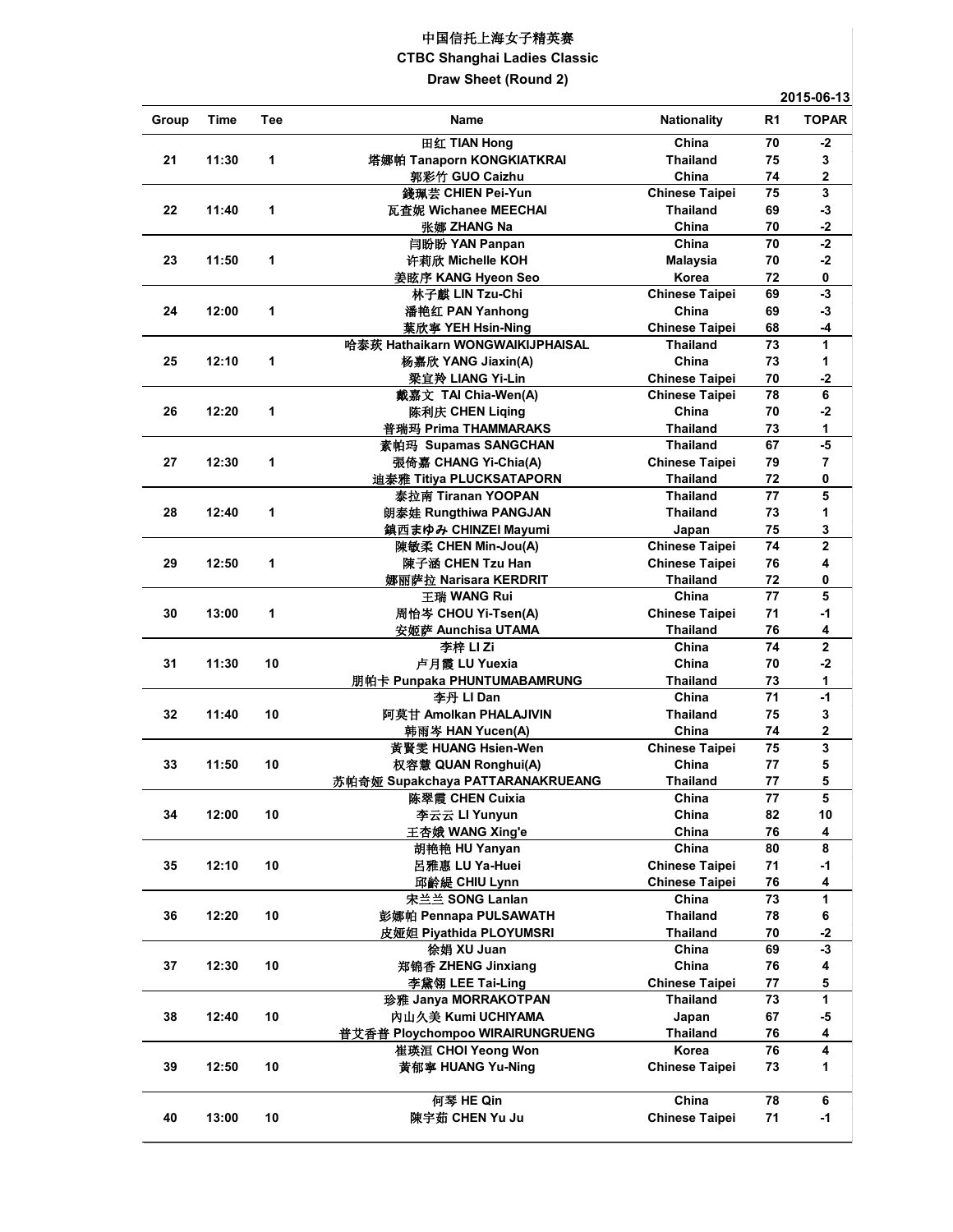中国信托上海女子精英赛

**CTBC Shanghai Ladies Classic**

**Draw Sheet (Round 2)**

2015-06-13

| Group | Time | Tee | Name | Nationality | R1 | TOPAR |
|---|---|---|---|---|---|---|
| 21 | 11:30 | 1 | 田红 TIAN Hong | China | 70 | -2 |
| | | | 塔娜帕 Tanaporn KONGKIATKRAI | Thailand | 75 | 3 |
| | | | 郭彩竹 GUO Caizhu | China | 74 | 2 |
| 22 | 11:40 | 1 | 錢珮芸 CHIEN Pei-Yun | Chinese Taipei | 75 | 3 |
| | | | 瓦查妮 Wichanee MEECHAI | Thailand | 69 | -3 |
| | | | 张娜 ZHANG Na | China | 70 | -2 |
| 23 | 11:50 | 1 | 闫盼盼 YAN Panpan | China | 70 | -2 |
| | | | 许莉欣 Michelle KOH | Malaysia | 70 | -2 |
| | | | 姜眩序 KANG Hyeon Seo | Korea | 72 | 0 |
| 24 | 12:00 | 1 | 林子麒 LIN Tzu-Chi | Chinese Taipei | 69 | -3 |
| | | | 潘艳红 PAN Yanhong | China | 69 | -3 |
| | | | 葉欣寧 YEH Hsin-Ning | Chinese Taipei | 68 | -4 |
| 25 | 12:10 | 1 | 哈泰莰 Hathaikarn WONGWAIKIJPHAISAL | Thailand | 73 | 1 |
| | | | 杨嘉欣 YANG Jiaxin(A) | China | 73 | 1 |
| | | | 梁宜羚 LIANG Yi-Lin | Chinese Taipei | 70 | -2 |
| 26 | 12:20 | 1 | 戴嘉文 TAI Chia-Wen(A) | Chinese Taipei | 78 | 6 |
| | | | 陈利庆 CHEN Liqing | China | 70 | -2 |
| | | | 普瑞玛 Prima THAMMARAKS | Thailand | 73 | 1 |
| 27 | 12:30 | 1 | 素帕玛 Supamas SANGCHAN | Thailand | 67 | -5 |
| | | | 張倚嘉 CHANG Yi-Chia(A) | Chinese Taipei | 79 | 7 |
| | | | 迪泰雅 Titiya PLUCKSATAPORN | Thailand | 72 | 0 |
| 28 | 12:40 | 1 | 泰拉南 Tiranan YOOPAN | Thailand | 77 | 5 |
| | | | 朗泰娃 Rungthiwa PANGJAN | Thailand | 73 | 1 |
| | | | 鎮西まゆみ CHINZEI Mayumi | Japan | 75 | 3 |
| 29 | 12:50 | 1 | 陳敏柔 CHEN Min-Jou(A) | Chinese Taipei | 74 | 2 |
| | | | 陳子涵 CHEN Tzu Han | Chinese Taipei | 76 | 4 |
| | | | 娜丽萨拉 Narisara KERDRIT | Thailand | 72 | 0 |
| 30 | 13:00 | 1 | 王瑞 WANG Rui | China | 77 | 5 |
| | | | 周怡岑 CHOU Yi-Tsen(A) | Chinese Taipei | 71 | -1 |
| | | | 安姬萨 Aunchisa UTAMA | Thailand | 76 | 4 |
| 31 | 11:30 | 10 | 李梓 LI Zi | China | 74 | 2 |
| | | | 卢月霞 LU Yuexia | China | 70 | -2 |
| | | | 朋帕卡 Punpaka PHUNTUMABAMRUNG | Thailand | 73 | 1 |
| 32 | 11:40 | 10 | 李丹 LI Dan | China | 71 | -1 |
| | | | 阿莫甘 Amolkan PHALAJIVIN | Thailand | 75 | 3 |
| | | | 韩雨岑 HAN Yucen(A) | China | 74 | 2 |
| 33 | 11:50 | 10 | 黃賢雯 HUANG Hsien-Wen | Chinese Taipei | 75 | 3 |
| | | | 权容慧 QUAN Ronghui(A) | China | 77 | 5 |
| | | | 苏帕奇娅 Supakchaya PATTARANAKRUEANG | Thailand | 77 | 5 |
| 34 | 12:00 | 10 | 陈翠霞 CHEN Cuixia | China | 77 | 5 |
| | | | 李云云 LI Yunyun | China | 82 | 10 |
| | | | 王杏娥 WANG Xing'e | China | 76 | 4 |
| 35 | 12:10 | 10 | 胡艳艳 HU Yanyan | China | 80 | 8 |
| | | | 呂雅惠 LU Ya-Huei | Chinese Taipei | 71 | -1 |
| | | | 邱齡緹 CHIU Lynn | Chinese Taipei | 76 | 4 |
| 36 | 12:20 | 10 | 宋兰兰 SONG Lanlan | China | 73 | 1 |
| | | | 彭娜帕 Pennapa PULSAWATH | Thailand | 78 | 6 |
| | | | 皮娅妲 Piyathida PLOYUMSRI | Thailand | 70 | -2 |
| 37 | 12:30 | 10 | 徐娟 XU Juan | China | 69 | -3 |
| | | | 郑锦香 ZHENG Jinxiang | China | 76 | 4 |
| | | | 李黛翎 LEE Tai-Ling | Chinese Taipei | 77 | 5 |
| 38 | 12:40 | 10 | 珍雅 Janya MORRAKOTPAN | Thailand | 73 | 1 |
| | | | 內山久美 Kumi UCHIYAMA | Japan | 67 | -5 |
| | | | 普艾香普 Ploychompoo WIRAIRUNGRUENG | Thailand | 76 | 4 |
| 39 | 12:50 | 10 | 崔瑛洹 CHOI Yeong Won | Korea | 76 | 4 |
| | | | 黃郁寧 HUANG Yu-Ning | Chinese Taipei | 73 | 1 |
| 40 | 13:00 | 10 | 何琴 HE Qin | China | 78 | 6 |
| | | | 陳宇茹 CHEN Yu Ju | Chinese Taipei | 71 | -1 |